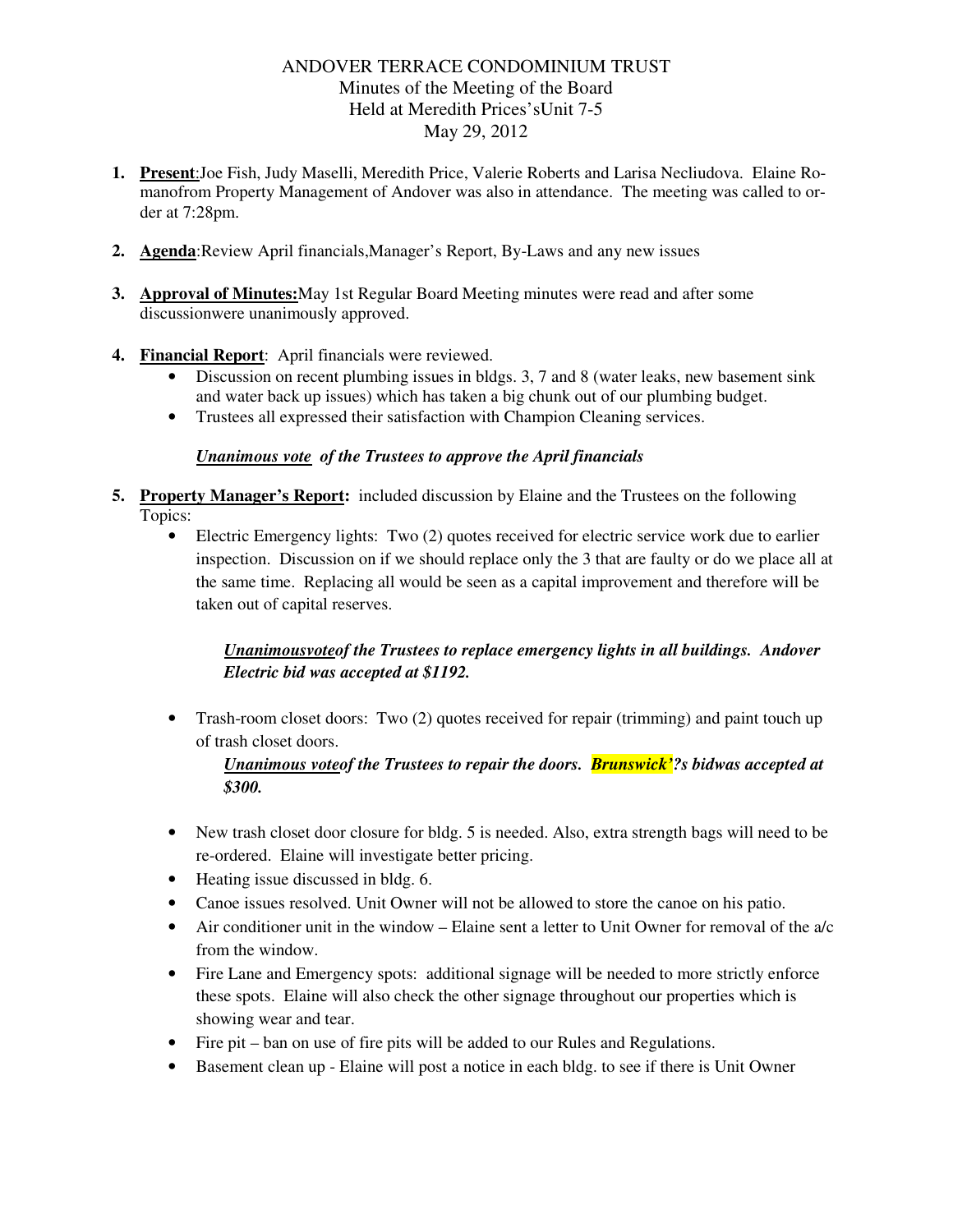ANDOVER TERRACE CONDOMINIUM TRUST
Minutes of the Meeting of the Board
Held at Meredith Prices'sUnit 7-5
May 29, 2012

1. **<u>Present</u>**:Joe Fish, Judy Maselli, Meredith Price, Valerie Roberts and Larisa Necliudova. Elaine Romanofrom Property Management of Andover was also in attendance. The meeting was called to order at 7:28pm.

2. **<u>Agenda</u>**:Review April financials,Manager's Report, By-Laws and any new issues

3. **<u>Approval of Minutes:</u>**May 1st Regular Board Meeting minutes were read and after some discussionwere unanimously approved.

4. **<u>Financial Report</u>**: April financials were reviewed.
   - Discussion on recent plumbing issues in bldgs. 3, 7 and 8 (water leaks, new basement sink and water back up issues) which has taken a big chunk out of our plumbing budget.
   - Trustees all expressed their satisfaction with Champion Cleaning services.

   ***<u>Unanimous vote</u> of the Trustees to approve the April financials***

5. **<u>Property Manager's Report:</u>** included discussion by Elaine and the Trustees on the following Topics:
   - Electric Emergency lights: Two (2) quotes received for electric service work due to earlier inspection. Discussion on if we should replace only the 3 that are faulty or do we place all at the same time. Replacing all would be seen as a capital improvement and therefore will be taken out of capital reserves.

     ***<u>Unanimousvote</u>of the Trustees to replace emergency lights in all buildings. Andover Electric bid was accepted at $1192.***

   - Trash-room closet doors: Two (2) quotes received for repair (trimming) and paint touch up of trash closet doors.

     ***<u>Unanimous vote</u>of the Trustees to repair the doors. Brunswick'?s bidwas accepted at $300.***

   - New trash closet door closure for bldg. 5 is needed. Also, extra strength bags will need to be re-ordered. Elaine will investigate better pricing.
   - Heating issue discussed in bldg. 6.
   - Canoe issues resolved. Unit Owner will not be allowed to store the canoe on his patio.
   - Air conditioner unit in the window – Elaine sent a letter to Unit Owner for removal of the a/c from the window.
   - Fire Lane and Emergency spots: additional signage will be needed to more strictly enforce these spots. Elaine will also check the other signage throughout our properties which is showing wear and tear.
   - Fire pit – ban on use of fire pits will be added to our Rules and Regulations.
   - Basement clean up - Elaine will post a notice in each bldg. to see if there is Unit Owner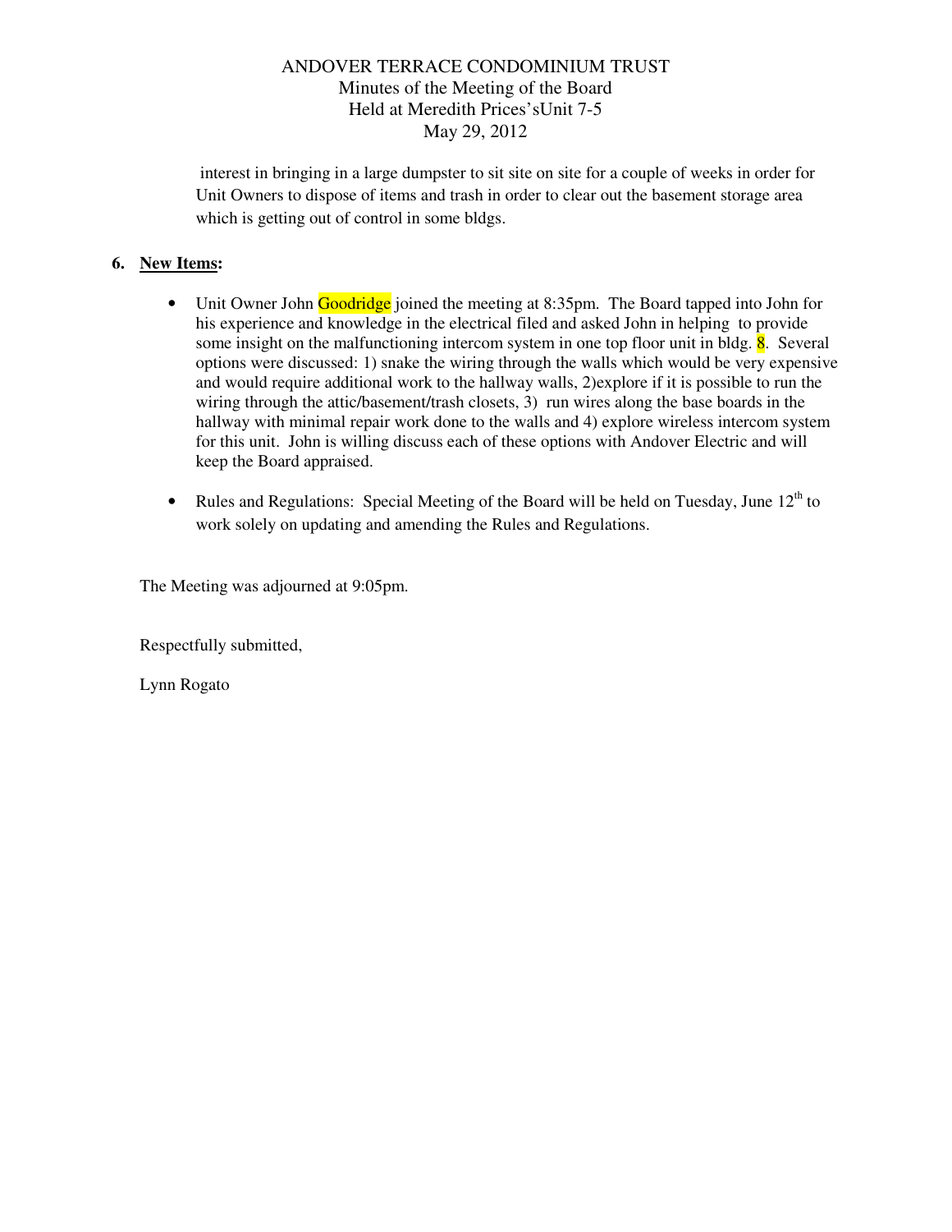interest in bringing in a large dumpster to sit site on site for a couple of weeks in order for Unit Owners to dispose of items and trash in order to clear out the basement storage area which is getting out of control in some bldgs.

**6. New Items:**

- Unit Owner John Goodridge joined the meeting at 8:35pm. The Board tapped into John for his experience and knowledge in the electrical filed and asked John in helping to provide some insight on the malfunctioning intercom system in one top floor unit in bldg. 8. Several options were discussed: 1) snake the wiring through the walls which would be very expensive and would require additional work to the hallway walls, 2)explore if it is possible to run the wiring through the attic/basement/trash closets, 3) run wires along the base boards in the hallway with minimal repair work done to the walls and 4) explore wireless intercom system for this unit. John is willing discuss each of these options with Andover Electric and will keep the Board appraised.

- Rules and Regulations: Special Meeting of the Board will be held on Tuesday, June 12th to work solely on updating and amending the Rules and Regulations.

The Meeting was adjourned at 9:05pm.

Respectfully submitted,

Lynn Rogato